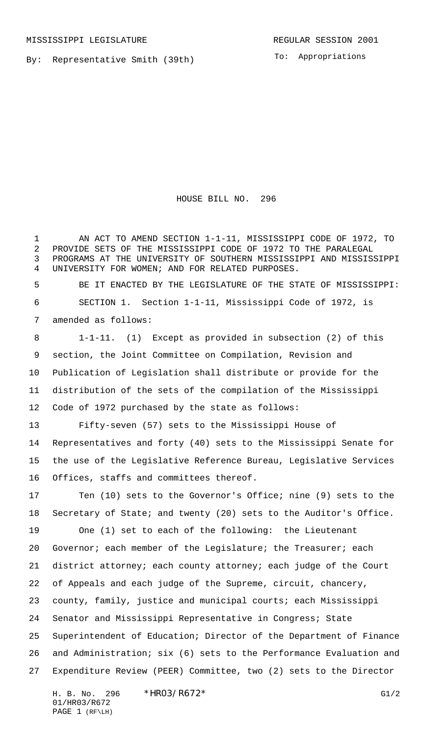MISSISSIPPI LEGISLATURE REGULAR SESSION 2001

By: Representative Smith (39th)

To: Appropriations

# HOUSE BILL NO. 296

AN ACT TO AMEND SECTION 1-1-11, MISSISSIPPI CODE OF 1972, TO PROVIDE SETS OF THE MISSISSIPPI CODE OF 1972 TO THE PARALEGAL PROGRAMS AT THE UNIVERSITY OF SOUTHERN MISSISSIPPI AND MISSISSIPPI UNIVERSITY FOR WOMEN; AND FOR RELATED PURPOSES.

BE IT ENACTED BY THE LEGISLATURE OF THE STATE OF MISSISSIPPI:

SECTION 1. Section 1-1-11, Mississippi Code of 1972, is amended as follows:

1-1-11. (1) Except as provided in subsection (2) of this section, the Joint Committee on Compilation, Revision and Publication of Legislation shall distribute or provide for the distribution of the sets of the compilation of the Mississippi Code of 1972 purchased by the state as follows:

Fifty-seven (57) sets to the Mississippi House of Representatives and forty (40) sets to the Mississippi Senate for the use of the Legislative Reference Bureau, Legislative Services Offices, staffs and committees thereof.

Ten (10) sets to the Governor's Office; nine (9) sets to the Secretary of State; and twenty (20) sets to the Auditor's Office.

One (1) set to each of the following: the Lieutenant Governor; each member of the Legislature; the Treasurer; each district attorney; each county attorney; each judge of the Court of Appeals and each judge of the Supreme, circuit, chancery, county, family, justice and municipal courts; each Mississippi Senator and Mississippi Representative in Congress; State Superintendent of Education; Director of the Department of Finance and Administration; six (6) sets to the Performance Evaluation and Expenditure Review (PEER) Committee, two (2) sets to the Director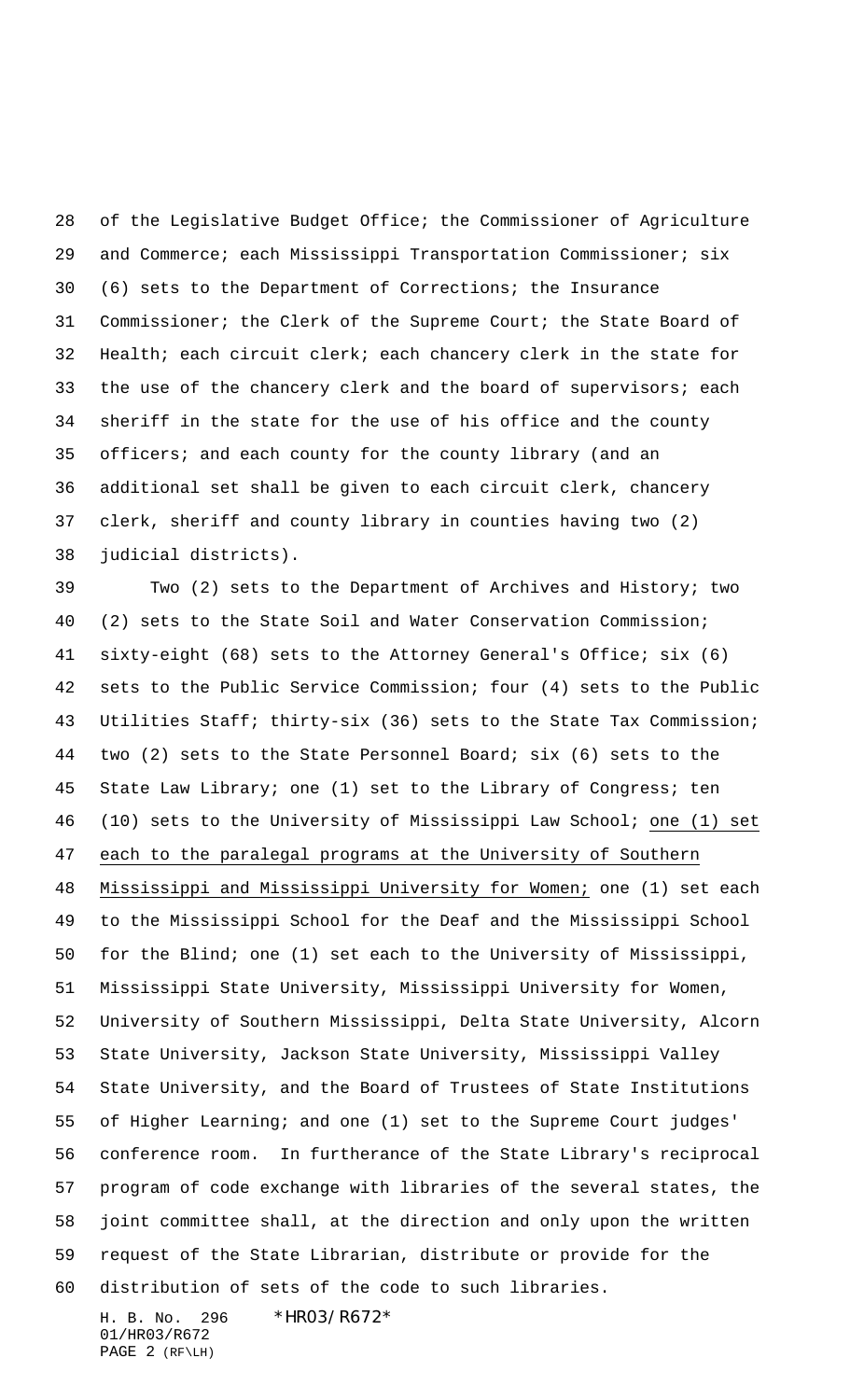of the Legislative Budget Office; the Commissioner of Agriculture and Commerce; each Mississippi Transportation Commissioner; six (6) sets to the Department of Corrections; the Insurance Commissioner; the Clerk of the Supreme Court; the State Board of Health; each circuit clerk; each chancery clerk in the state for the use of the chancery clerk and the board of supervisors; each sheriff in the state for the use of his office and the county officers; and each county for the county library (and an additional set shall be given to each circuit clerk, chancery clerk, sheriff and county library in counties having two (2) judicial districts).

Two (2) sets to the Department of Archives and History; two (2) sets to the State Soil and Water Conservation Commission; sixty-eight (68) sets to the Attorney General's Office; six (6) sets to the Public Service Commission; four (4) sets to the Public Utilities Staff; thirty-six (36) sets to the State Tax Commission; two (2) sets to the State Personnel Board; six (6) sets to the State Law Library; one (1) set to the Library of Congress; ten (10) sets to the University of Mississippi Law School; <u>one (1) set each to the paralegal programs at the University of Southern Mississippi and Mississippi University for Women;</u> one (1) set each to the Mississippi School for the Deaf and the Mississippi School for the Blind; one (1) set each to the University of Mississippi, Mississippi State University, Mississippi University for Women, University of Southern Mississippi, Delta State University, Alcorn State University, Jackson State University, Mississippi Valley State University, and the Board of Trustees of State Institutions of Higher Learning; and one (1) set to the Supreme Court judges' conference room. In furtherance of the State Library's reciprocal program of code exchange with libraries of the several states, the joint committee shall, at the direction and only upon the written request of the State Librarian, distribute or provide for the distribution of sets of the code to such libraries.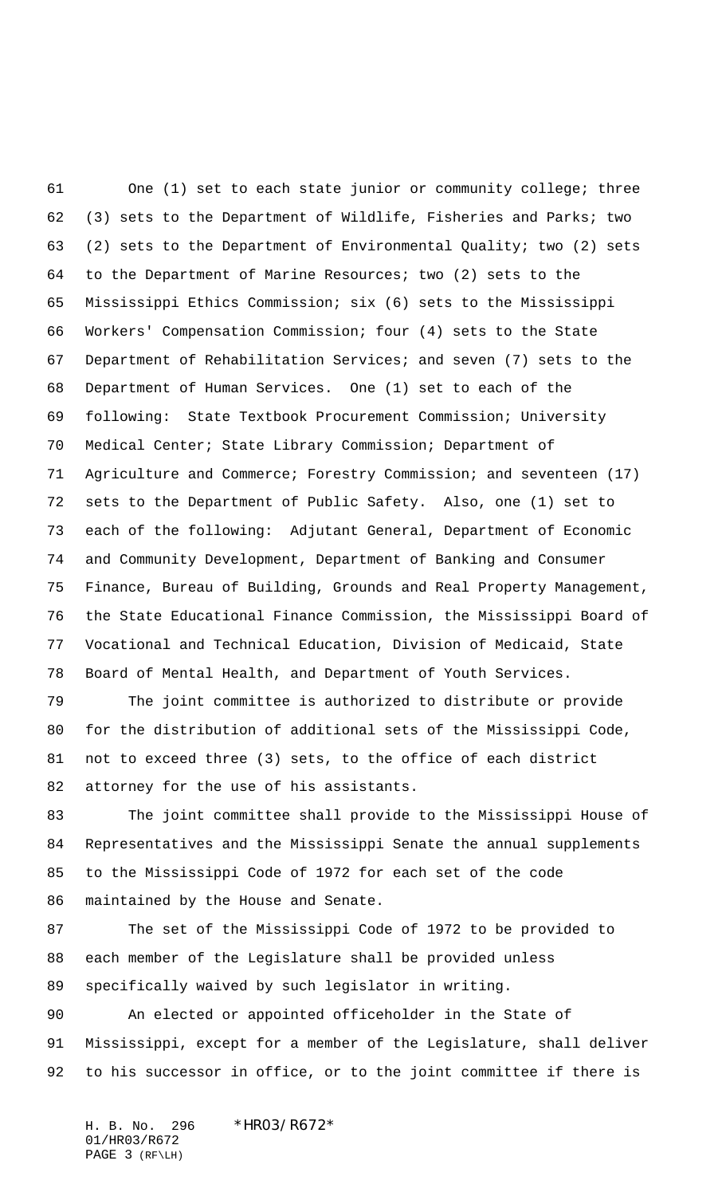One (1) set to each state junior or community college; three (3) sets to the Department of Wildlife, Fisheries and Parks; two (2) sets to the Department of Environmental Quality; two (2) sets to the Department of Marine Resources; two (2) sets to the Mississippi Ethics Commission; six (6) sets to the Mississippi Workers' Compensation Commission; four (4) sets to the State Department of Rehabilitation Services; and seven (7) sets to the Department of Human Services. One (1) set to each of the following: State Textbook Procurement Commission; University Medical Center; State Library Commission; Department of Agriculture and Commerce; Forestry Commission; and seventeen (17) sets to the Department of Public Safety. Also, one (1) set to each of the following: Adjutant General, Department of Economic and Community Development, Department of Banking and Consumer Finance, Bureau of Building, Grounds and Real Property Management, the State Educational Finance Commission, the Mississippi Board of Vocational and Technical Education, Division of Medicaid, State Board of Mental Health, and Department of Youth Services.

The joint committee is authorized to distribute or provide for the distribution of additional sets of the Mississippi Code, not to exceed three (3) sets, to the office of each district attorney for the use of his assistants.

The joint committee shall provide to the Mississippi House of Representatives and the Mississippi Senate the annual supplements to the Mississippi Code of 1972 for each set of the code maintained by the House and Senate.

The set of the Mississippi Code of 1972 to be provided to each member of the Legislature shall be provided unless specifically waived by such legislator in writing.

An elected or appointed officeholder in the State of Mississippi, except for a member of the Legislature, shall deliver to his successor in office, or to the joint committee if there is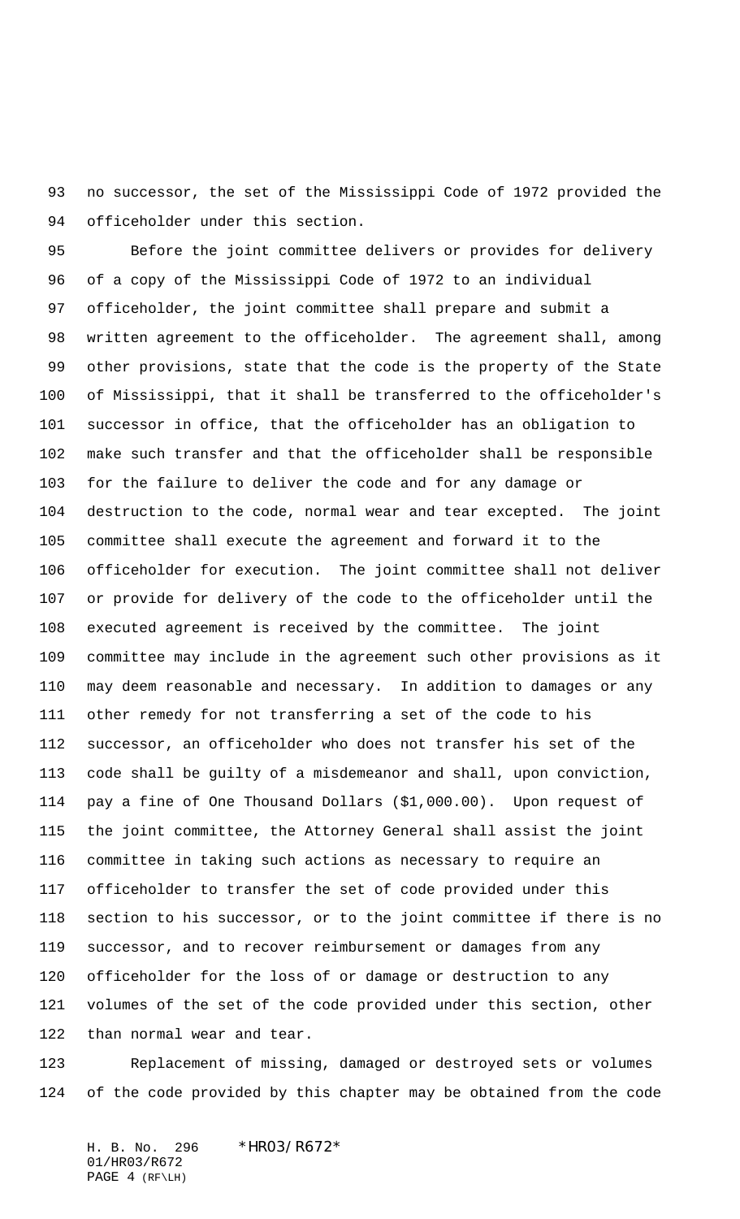no successor, the set of the Mississippi Code of 1972 provided the officeholder under this section.

Before the joint committee delivers or provides for delivery of a copy of the Mississippi Code of 1972 to an individual officeholder, the joint committee shall prepare and submit a written agreement to the officeholder. The agreement shall, among other provisions, state that the code is the property of the State of Mississippi, that it shall be transferred to the officeholder's successor in office, that the officeholder has an obligation to make such transfer and that the officeholder shall be responsible for the failure to deliver the code and for any damage or destruction to the code, normal wear and tear excepted. The joint committee shall execute the agreement and forward it to the officeholder for execution. The joint committee shall not deliver or provide for delivery of the code to the officeholder until the executed agreement is received by the committee. The joint committee may include in the agreement such other provisions as it may deem reasonable and necessary. In addition to damages or any other remedy for not transferring a set of the code to his successor, an officeholder who does not transfer his set of the code shall be guilty of a misdemeanor and shall, upon conviction, pay a fine of One Thousand Dollars ($1,000.00). Upon request of the joint committee, the Attorney General shall assist the joint committee in taking such actions as necessary to require an officeholder to transfer the set of code provided under this section to his successor, or to the joint committee if there is no successor, and to recover reimbursement or damages from any officeholder for the loss of or damage or destruction to any volumes of the set of the code provided under this section, other than normal wear and tear.

Replacement of missing, damaged or destroyed sets or volumes of the code provided by this chapter may be obtained from the code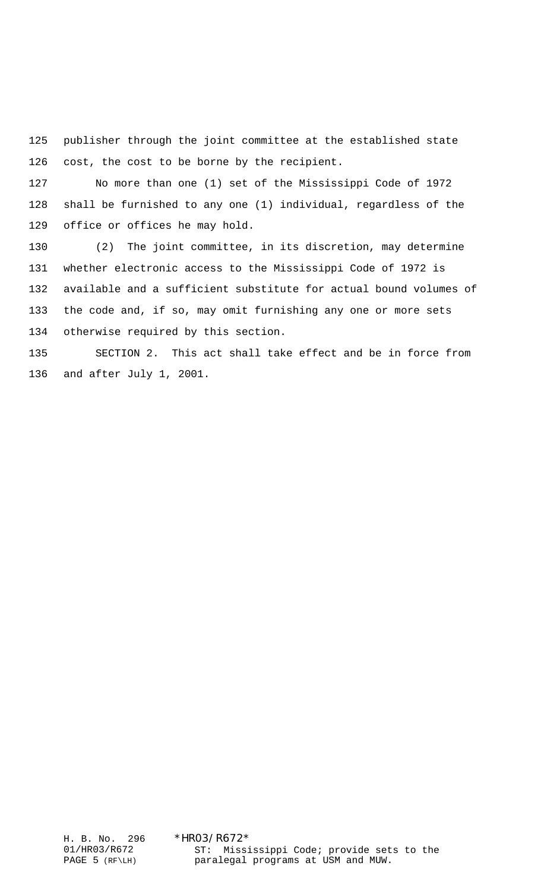publisher through the joint committee at the established state cost, the cost to be borne by the recipient.

No more than one (1) set of the Mississippi Code of 1972 shall be furnished to any one (1) individual, regardless of the office or offices he may hold.

(2) The joint committee, in its discretion, may determine whether electronic access to the Mississippi Code of 1972 is available and a sufficient substitute for actual bound volumes of the code and, if so, may omit furnishing any one or more sets otherwise required by this section.

SECTION 2. This act shall take effect and be in force from and after July 1, 2001.